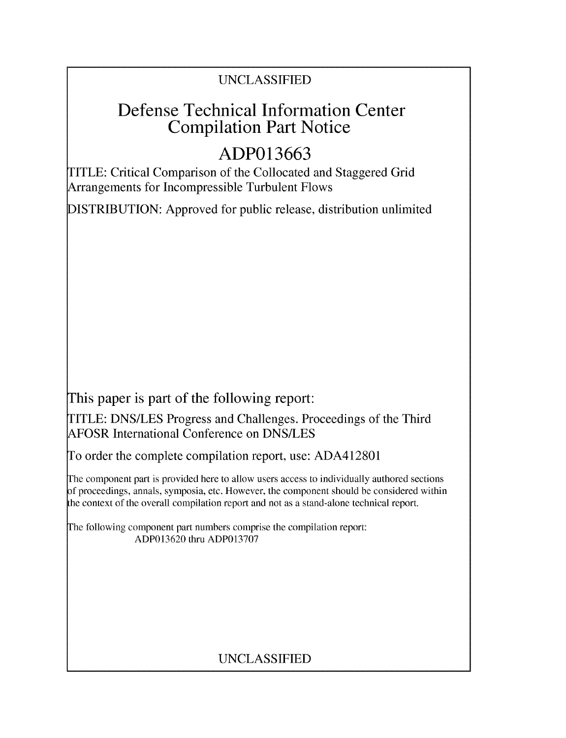UNCLASSIFIED

# Defense Technical Information Center Compilation Part Notice

# ADP013663

TITLE: Critical Comparison of the Collocated and Staggered Grid Arrangements for Incompressible Turbulent Flows

DISTRIBUTION: Approved for public release, distribution unlimited

This paper is part of the following report:

TITLE: DNS/LES Progress and Challenges. Proceedings of the Third AFOSR International Conference on DNS/LES

To order the complete compilation report, use: ADA412801

The component part is provided here to allow users access to individually authored sections of proceedings, annals, symposia, etc. However, the component should be considered within the context of the overall compilation report and not as a stand-alone technical report.

The following component part numbers comprise the compilation report:
ADP013620 thru ADP013707

UNCLASSIFIED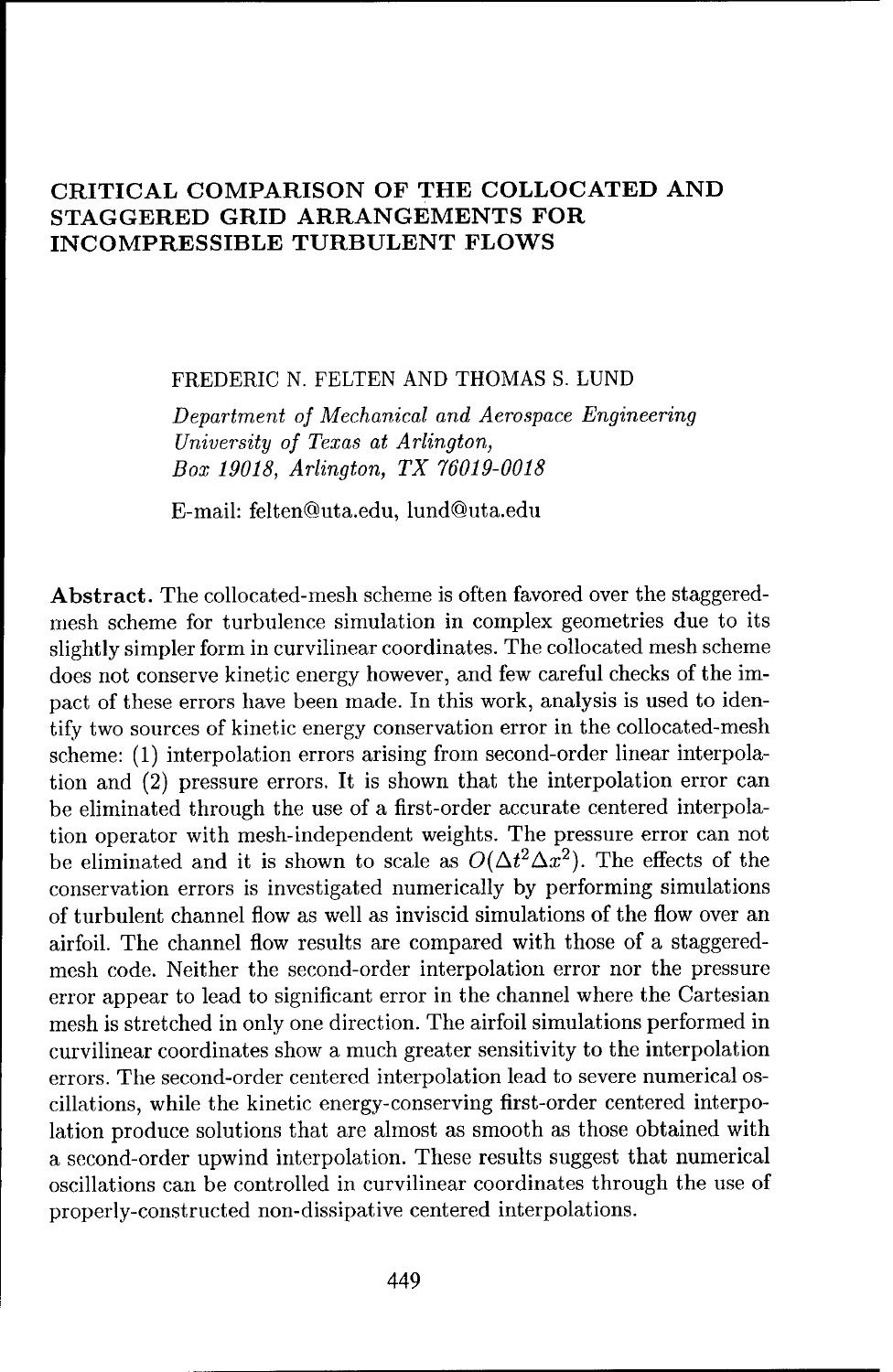## CRITICAL COMPARISON OF THE COLLOCATED AND STAGGERED GRID ARRANGEMENTS FOR INCOMPRESSIBLE TURBULENT FLOWS

FREDERIC N. FELTEN AND THOMAS S. LUND

*Department of Mechanical and Aerospace Engineering*
*University of Texas at Arlington,*
*Box 19018, Arlington, TX 76019-0018*

E-mail: felten@uta.edu, lund@uta.edu

**Abstract.** The collocated-mesh scheme is often favored over the staggered-mesh scheme for turbulence simulation in complex geometries due to its slightly simpler form in curvilinear coordinates. The collocated mesh scheme does not conserve kinetic energy however, and few careful checks of the impact of these errors have been made. In this work, analysis is used to identify two sources of kinetic energy conservation error in the collocated-mesh scheme: (1) interpolation errors arising from second-order linear interpolation and (2) pressure errors. It is shown that the interpolation error can be eliminated through the use of a first-order accurate centered interpolation operator with mesh-independent weights. The pressure error can not be eliminated and it is shown to scale as $O(\Delta t^2 \Delta x^2)$. The effects of the conservation errors is investigated numerically by performing simulations of turbulent channel flow as well as inviscid simulations of the flow over an airfoil. The channel flow results are compared with those of a staggered-mesh code. Neither the second-order interpolation error nor the pressure error appear to lead to significant error in the channel where the Cartesian mesh is stretched in only one direction. The airfoil simulations performed in curvilinear coordinates show a much greater sensitivity to the interpolation errors. The second-order centered interpolation lead to severe numerical oscillations, while the kinetic energy-conserving first-order centered interpolation produce solutions that are almost as smooth as those obtained with a second-order upwind interpolation. These results suggest that numerical oscillations can be controlled in curvilinear coordinates through the use of properly-constructed non-dissipative centered interpolations.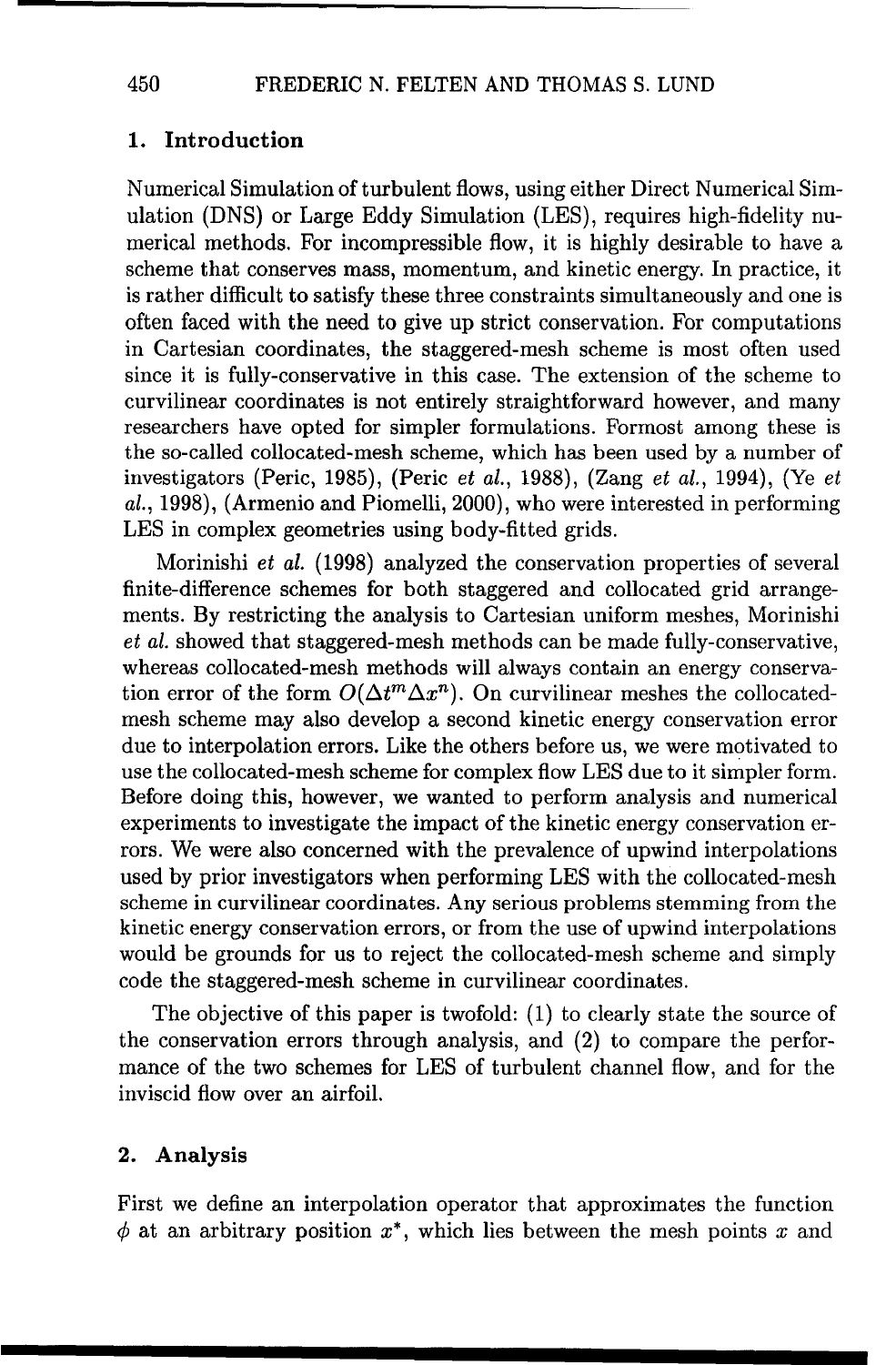## 1. Introduction

Numerical Simulation of turbulent flows, using either Direct Numerical Simulation (DNS) or Large Eddy Simulation (LES), requires high-fidelity numerical methods. For incompressible flow, it is highly desirable to have a scheme that conserves mass, momentum, and kinetic energy. In practice, it is rather difficult to satisfy these three constraints simultaneously and one is often faced with the need to give up strict conservation. For computations in Cartesian coordinates, the staggered-mesh scheme is most often used since it is fully-conservative in this case. The extension of the scheme to curvilinear coordinates is not entirely straightforward however, and many researchers have opted for simpler formulations. Formost among these is the so-called collocated-mesh scheme, which has been used by a number of investigators (Peric, 1985), (Peric *et al.*, 1988), (Zang *et al.*, 1994), (Ye *et al.*, 1998), (Armenio and Piomelli, 2000), who were interested in performing LES in complex geometries using body-fitted grids.

Morinishi *et al.* (1998) analyzed the conservation properties of several finite-difference schemes for both staggered and collocated grid arrangements. By restricting the analysis to Cartesian uniform meshes, Morinishi *et al.* showed that staggered-mesh methods can be made fully-conservative, whereas collocated-mesh methods will always contain an energy conservation error of the form $O(\Delta t^m \Delta x^n)$. On curvilinear meshes the collocated-mesh scheme may also develop a second kinetic energy conservation error due to interpolation errors. Like the others before us, we were motivated to use the collocated-mesh scheme for complex flow LES due to it simpler form. Before doing this, however, we wanted to perform analysis and numerical experiments to investigate the impact of the kinetic energy conservation errors. We were also concerned with the prevalence of upwind interpolations used by prior investigators when performing LES with the collocated-mesh scheme in curvilinear coordinates. Any serious problems stemming from the kinetic energy conservation errors, or from the use of upwind interpolations would be grounds for us to reject the collocated-mesh scheme and simply code the staggered-mesh scheme in curvilinear coordinates.

The objective of this paper is twofold: (1) to clearly state the source of the conservation errors through analysis, and (2) to compare the performance of the two schemes for LES of turbulent channel flow, and for the inviscid flow over an airfoil.

## 2. Analysis

First we define an interpolation operator that approximates the function $\phi$ at an arbitrary position $x^*$, which lies between the mesh points $x$ and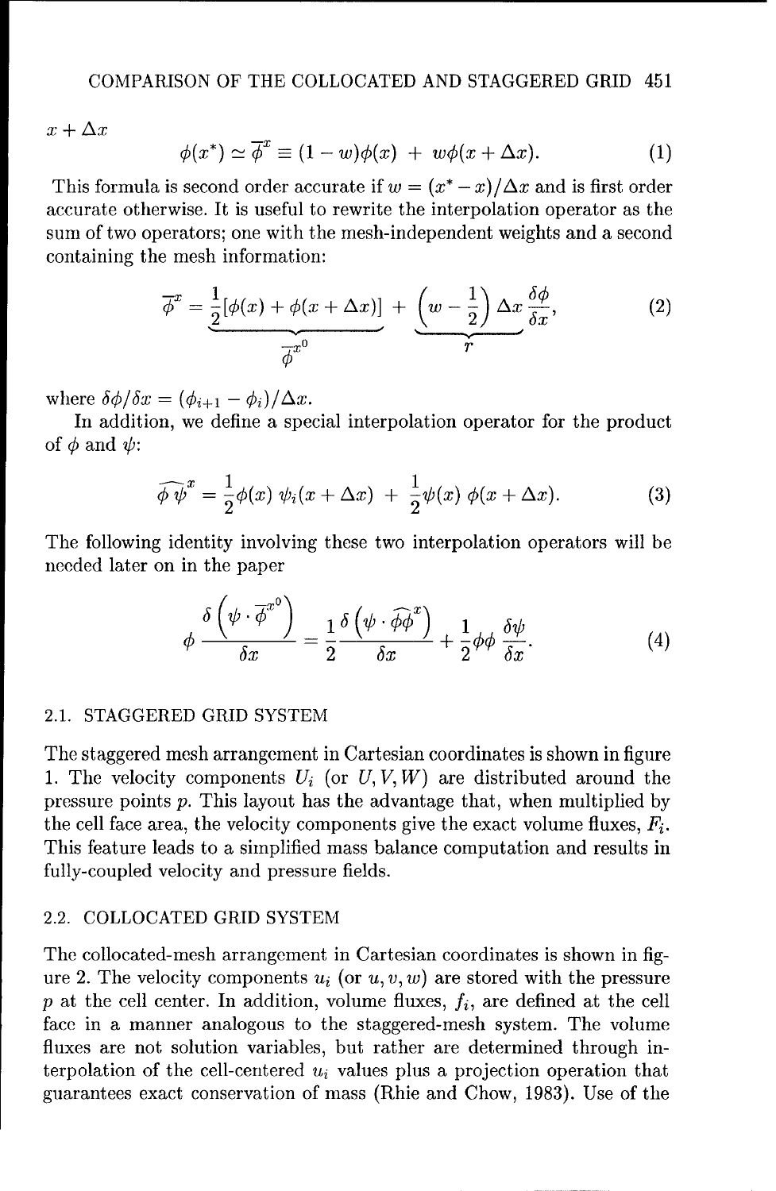$x + \Delta x$

$$\phi(x^*) \simeq \overline{\phi}^x \equiv (1-w)\phi(x) \; + \; w\phi(x+\Delta x). \tag{1}$$

This formula is second order accurate if $w = (x^* - x)/\Delta x$ and is first order accurate otherwise. It is useful to rewrite the interpolation operator as the sum of two operators; one with the mesh-independent weights and a second containing the mesh information:

$$\overline{\phi}^x = \underbrace{\frac{1}{2}[\phi(x) + \phi(x+\Delta x)]}_{\overline{\phi}^{x^0}} \; + \; \underbrace{\left(w - \frac{1}{2}\right)\Delta x}_{r} \frac{\delta\phi}{\delta x}, \tag{2}$$

where $\delta\phi/\delta x = (\phi_{i+1} - \phi_i)/\Delta x$.

In addition, we define a special interpolation operator for the product of $\phi$ and $\psi$:

$$\widehat{\phi\,\psi}^x = \frac{1}{2}\phi(x)\;\psi_i(x+\Delta x) \; + \; \frac{1}{2}\psi(x)\;\phi(x+\Delta x). \tag{3}$$

The following identity involving these two interpolation operators will be needed later on in the paper

$$\phi\,\frac{\delta\left(\psi \cdot \overline{\phi}^{x^0}\right)}{\delta x} = \frac{1}{2}\frac{\delta\left(\psi \cdot \widehat{\phi\phi}^x\right)}{\delta x} + \frac{1}{2}\phi\phi\,\frac{\delta\psi}{\delta x}. \tag{4}$$

### 2.1. STAGGERED GRID SYSTEM

The staggered mesh arrangement in Cartesian coordinates is shown in figure 1. The velocity components $U_i$ (or $U, V, W$) are distributed around the pressure points $p$. This layout has the advantage that, when multiplied by the cell face area, the velocity components give the exact volume fluxes, $F_i$. This feature leads to a simplified mass balance computation and results in fully-coupled velocity and pressure fields.

### 2.2. COLLOCATED GRID SYSTEM

The collocated-mesh arrangement in Cartesian coordinates is shown in figure 2. The velocity components $u_i$ (or $u, v, w$) are stored with the pressure $p$ at the cell center. In addition, volume fluxes, $f_i$, are defined at the cell face in a manner analogous to the staggered-mesh system. The volume fluxes are not solution variables, but rather are determined through interpolation of the cell-centered $u_i$ values plus a projection operation that guarantees exact conservation of mass (Rhie and Chow, 1983). Use of the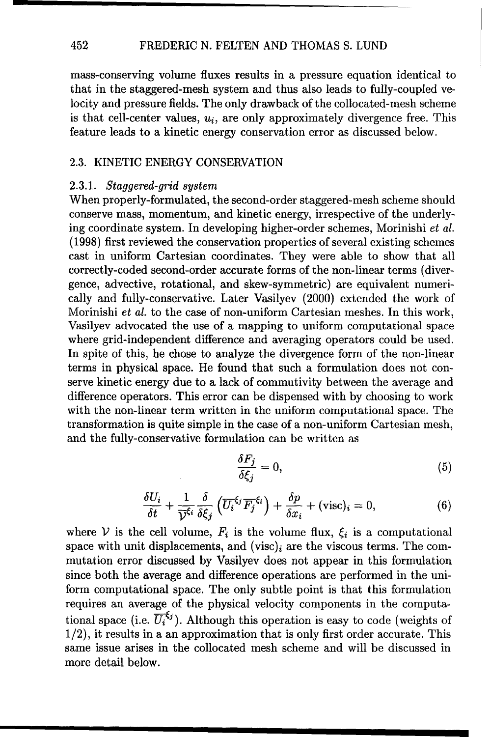mass-conserving volume fluxes results in a pressure equation identical to that in the staggered-mesh system and thus also leads to fully-coupled velocity and pressure fields. The only drawback of the collocated-mesh scheme is that cell-center values, $u_i$, are only approximately divergence free. This feature leads to a kinetic energy conservation error as discussed below.

## 2.3. KINETIC ENERGY CONSERVATION

### 2.3.1. *Staggered-grid system*

When properly-formulated, the second-order staggered-mesh scheme should conserve mass, momentum, and kinetic energy, irrespective of the underlying coordinate system. In developing higher-order schemes, Morinishi *et al.* (1998) first reviewed the conservation properties of several existing schemes cast in uniform Cartesian coordinates. They were able to show that all correctly-coded second-order accurate forms of the non-linear terms (divergence, advective, rotational, and skew-symmetric) are equivalent numerically and fully-conservative. Later Vasilyev (2000) extended the work of Morinishi *et al.* to the case of non-uniform Cartesian meshes. In this work, Vasilyev advocated the use of a mapping to uniform computational space where grid-independent difference and averaging operators could be used. In spite of this, he chose to analyze the divergence form of the non-linear terms in physical space. He found that such a formulation does not conserve kinetic energy due to a lack of commutivity between the average and difference operators. This error can be dispensed with by choosing to work with the non-linear term written in the uniform computational space. The transformation is quite simple in the case of a non-uniform Cartesian mesh, and the fully-conservative formulation can be written as

$$\frac{\delta F_j}{\delta \xi_j} = 0, \tag{5}$$

$$\frac{\delta U_i}{\delta t} + \frac{1}{\overline{\mathcal{V}}^{\xi_i}} \frac{\delta}{\delta \xi_j} \left( \overline{U_i}^{\xi_j} \overline{F_j}^{\xi_i} \right) + \frac{\delta p}{\delta x_i} + (\text{visc})_i = 0, \tag{6}$$

where $\mathcal{V}$ is the cell volume, $F_i$ is the volume flux, $\xi_i$ is a computational space with unit displacements, and $(\text{visc})_i$ are the viscous terms. The commutation error discussed by Vasilyev does not appear in this formulation since both the average and difference operations are performed in the uniform computational space. The only subtle point is that this formulation requires an average of the physical velocity components in the computational space (i.e. $\overline{U_i}^{\xi_j}$). Although this operation is easy to code (weights of $1/2$), it results in a an approximation that is only first order accurate. This same issue arises in the collocated mesh scheme and will be discussed in more detail below.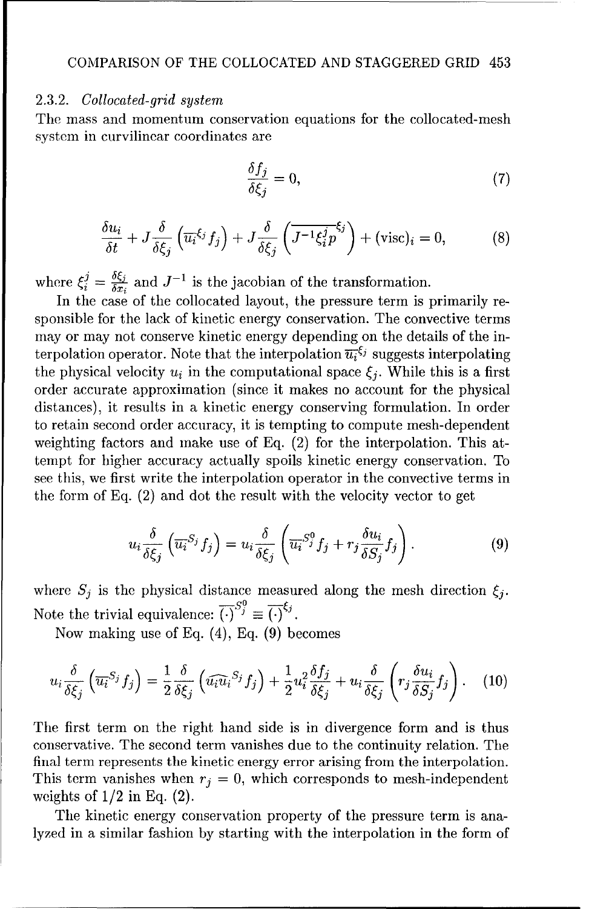### 2.3.2. *Collocated-grid system*

The mass and momentum conservation equations for the collocated-mesh system in curvilinear coordinates are

$$\frac{\delta f_j}{\delta \xi_j} = 0, \tag{7}$$

$$\frac{\delta u_i}{\delta t} + J\frac{\delta}{\delta \xi_j}\left(\overline{u_i}^{\xi_j} f_j\right) + J\frac{\delta}{\delta \xi_j}\left(\overline{J^{-1}\xi_i^j p}^{\xi_j}\right) + (\text{visc})_i = 0, \tag{8}$$

where $\xi_i^j = \frac{\delta \xi_j}{\delta x_i}$ and $J^{-1}$ is the jacobian of the transformation.

In the case of the collocated layout, the pressure term is primarily responsible for the lack of kinetic energy conservation. The convective terms may or may not conserve kinetic energy depending on the details of the interpolation operator. Note that the interpolation $\overline{u_i}^{\xi_j}$ suggests interpolating the physical velocity $u_i$ in the computational space $\xi_j$. While this is a first order accurate approximation (since it makes no account for the physical distances), it results in a kinetic energy conserving formulation. In order to retain second order accuracy, it is tempting to compute mesh-dependent weighting factors and make use of Eq. (2) for the interpolation. This attempt for higher accuracy actually spoils kinetic energy conservation. To see this, we first write the interpolation operator in the convective terms in the form of Eq. (2) and dot the result with the velocity vector to get

$$u_i\frac{\delta}{\delta \xi_j}\left(\overline{u_i}^{S_j} f_j\right) = u_i\frac{\delta}{\delta \xi_j}\left(\overline{u_i}^{S_j^0} f_j + r_j\frac{\delta u_i}{\delta S_j} f_j\right). \tag{9}$$

where $S_j$ is the physical distance measured along the mesh direction $\xi_j$. Note the trivial equivalence: $\overline{(\cdot)}^{S_j^0} \equiv \overline{(\cdot)}^{\xi_j}$.

Now making use of Eq. (4), Eq. (9) becomes

$$u_i\frac{\delta}{\delta \xi_j}\left(\overline{u_i}^{S_j} f_j\right) = \frac{1}{2}\frac{\delta}{\delta \xi_j}\left(\widehat{u_i u_i}^{S_j} f_j\right) + \frac{1}{2}u_i^2\frac{\delta f_j}{\delta \xi_j} + u_i\frac{\delta}{\delta \xi_j}\left(r_j\frac{\delta u_i}{\delta S_j} f_j\right). \tag{10}$$

The first term on the right hand side is in divergence form and is thus conservative. The second term vanishes due to the continuity relation. The final term represents the kinetic energy error arising from the interpolation. This term vanishes when $r_j = 0$, which corresponds to mesh-independent weights of $1/2$ in Eq. (2).

The kinetic energy conservation property of the pressure term is analyzed in a similar fashion by starting with the interpolation in the form of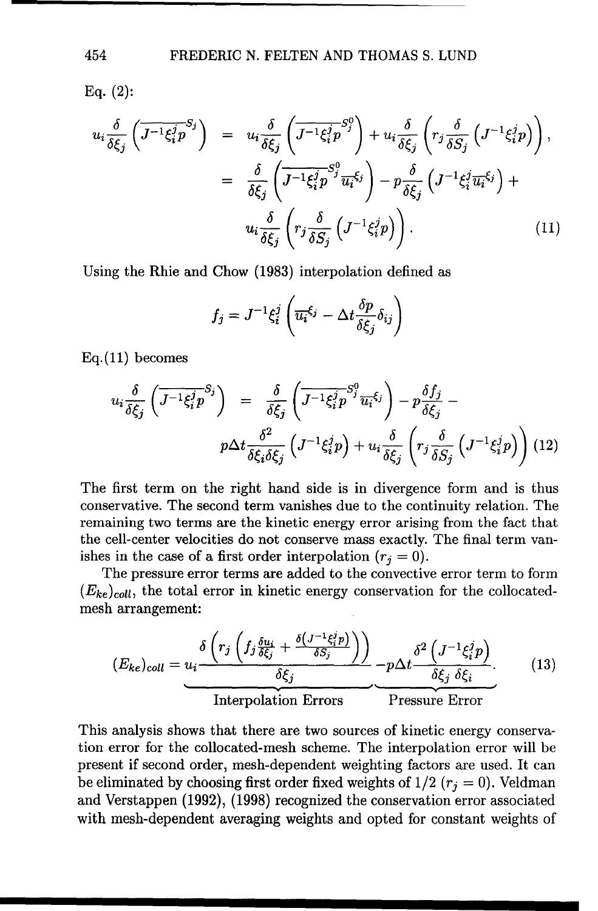Eq. (2):

$$
\begin{aligned}
u_i \frac{\delta}{\delta \xi_j}\left(\overline{J^{-1}\xi_i^j p}^{S_j}\right) &= u_i \frac{\delta}{\delta \xi_j}\left(\overline{J^{-1}\xi_i^j p}^{S_j^0}\right) + u_i \frac{\delta}{\delta \xi_j}\left(r_j \frac{\delta}{\delta S_j}\left(J^{-1}\xi_i^j p\right)\right), \\
&= \frac{\delta}{\delta \xi_j}\left(\overline{J^{-1}\xi_i^j p}^{S_j^0}\, \overline{u_i}^{\xi_j}\right) - p\frac{\delta}{\delta \xi_j}\left(J^{-1}\xi_i^j \overline{u_i}^{\xi_j}\right) + \\
&\quad u_i \frac{\delta}{\delta \xi_j}\left(r_j \frac{\delta}{\delta S_j}\left(J^{-1}\xi_i^j p\right)\right).
\end{aligned}
\tag{11}
$$

Using the Rhie and Chow (1983) interpolation defined as

$$
f_j = J^{-1}\xi_i^j\left(\overline{u_i}^{\xi_j} - \Delta t \frac{\delta p}{\delta \xi_j}\delta_{ij}\right)
$$

Eq.(11) becomes

$$
\begin{aligned}
u_i \frac{\delta}{\delta \xi_j}\left(\overline{J^{-1}\xi_i^j p}^{S_j}\right) &= \frac{\delta}{\delta \xi_j}\left(\overline{J^{-1}\xi_i^j p}^{S_j^0}\, \overline{u_i}^{\xi_j}\right) - p\frac{\delta f_j}{\delta \xi_j} - \\
&\quad p\Delta t \frac{\delta^2}{\delta \xi_i \delta \xi_j}\left(J^{-1}\xi_i^j p\right) + u_i \frac{\delta}{\delta \xi_j}\left(r_j \frac{\delta}{\delta S_j}\left(J^{-1}\xi_i^j p\right)\right)
\end{aligned}
\tag{12}
$$

The first term on the right hand side is in divergence form and is thus conservative. The second term vanishes due to the continuity relation. The remaining two terms are the kinetic energy error arising from the fact that the cell-center velocities do not conserve mass exactly. The final term vanishes in the case of a first order interpolation ($r_j = 0$).

The pressure error terms are added to the convective error term to form $(E_{ke})_{coll}$, the total error in kinetic energy conservation for the collocated-mesh arrangement:

$$
(E_{ke})_{coll} = \underbrace{u_i \frac{\delta\left(r_j\left(f_j \frac{\delta u_i}{\delta \xi_j} + \frac{\delta(J^{-1}\xi_i^j p)}{\delta S_j}\right)\right)}{\delta \xi_j}}_{\text{Interpolation Errors}} \underbrace{- p\Delta t \frac{\delta^2\left(J^{-1}\xi_i^j p\right)}{\delta \xi_j\, \delta \xi_i}}_{\text{Pressure Error}}.
\tag{13}
$$

This analysis shows that there are two sources of kinetic energy conservation error for the collocated-mesh scheme. The interpolation error will be present if second order, mesh-dependent weighting factors are used. It can be eliminated by choosing first order fixed weights of $1/2$ ($r_j = 0$). Veldman and Verstappen (1992), (1998) recognized the conservation error associated with mesh-dependent averaging weights and opted for constant weights of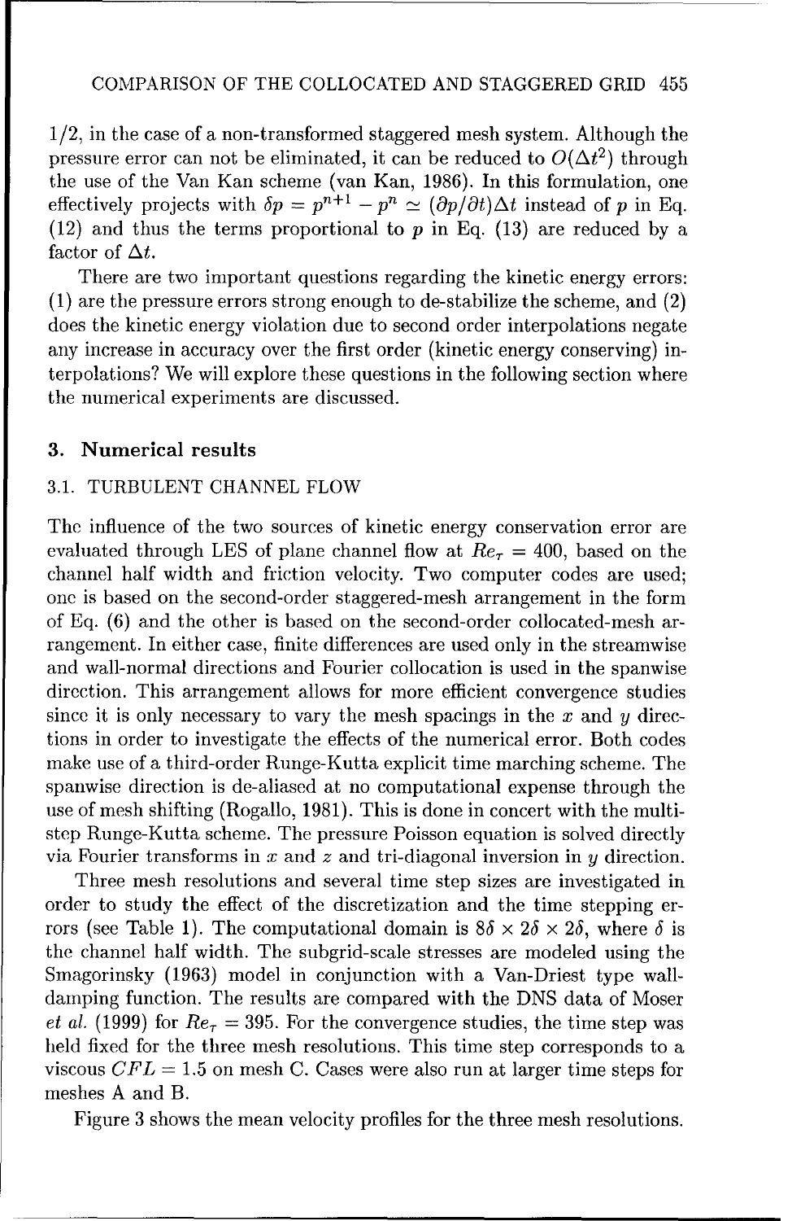1/2, in the case of a non-transformed staggered mesh system. Although the pressure error can not be eliminated, it can be reduced to $O(\Delta t^2)$ through the use of the Van Kan scheme (van Kan, 1986). In this formulation, one effectively projects with $\delta p = p^{n+1} - p^n \simeq (\partial p/\partial t)\Delta t$ instead of $p$ in Eq. (12) and thus the terms proportional to $p$ in Eq. (13) are reduced by a factor of $\Delta t$.

There are two important questions regarding the kinetic energy errors: (1) are the pressure errors strong enough to de-stabilize the scheme, and (2) does the kinetic energy violation due to second order interpolations negate any increase in accuracy over the first order (kinetic energy conserving) interpolations? We will explore these questions in the following section where the numerical experiments are discussed.

## 3. Numerical results

### 3.1. TURBULENT CHANNEL FLOW

The influence of the two sources of kinetic energy conservation error are evaluated through LES of plane channel flow at $Re_\tau = 400$, based on the channel half width and friction velocity. Two computer codes are used; one is based on the second-order staggered-mesh arrangement in the form of Eq. (6) and the other is based on the second-order collocated-mesh arrangement. In either case, finite differences are used only in the streamwise and wall-normal directions and Fourier collocation is used in the spanwise direction. This arrangement allows for more efficient convergence studies since it is only necessary to vary the mesh spacings in the $x$ and $y$ directions in order to investigate the effects of the numerical error. Both codes make use of a third-order Runge-Kutta explicit time marching scheme. The spanwise direction is de-aliased at no computational expense through the use of mesh shifting (Rogallo, 1981). This is done in concert with the multi-step Runge-Kutta scheme. The pressure Poisson equation is solved directly via Fourier transforms in $x$ and $z$ and tri-diagonal inversion in $y$ direction.

Three mesh resolutions and several time step sizes are investigated in order to study the effect of the discretization and the time stepping errors (see Table 1). The computational domain is $8\delta \times 2\delta \times 2\delta$, where $\delta$ is the channel half width. The subgrid-scale stresses are modeled using the Smagorinsky (1963) model in conjunction with a Van-Driest type wall-damping function. The results are compared with the DNS data of Moser *et al.* (1999) for $Re_\tau = 395$. For the convergence studies, the time step was held fixed for the three mesh resolutions. This time step corresponds to a viscous $CFL = 1.5$ on mesh C. Cases were also run at larger time steps for meshes A and B.

Figure 3 shows the mean velocity profiles for the three mesh resolutions.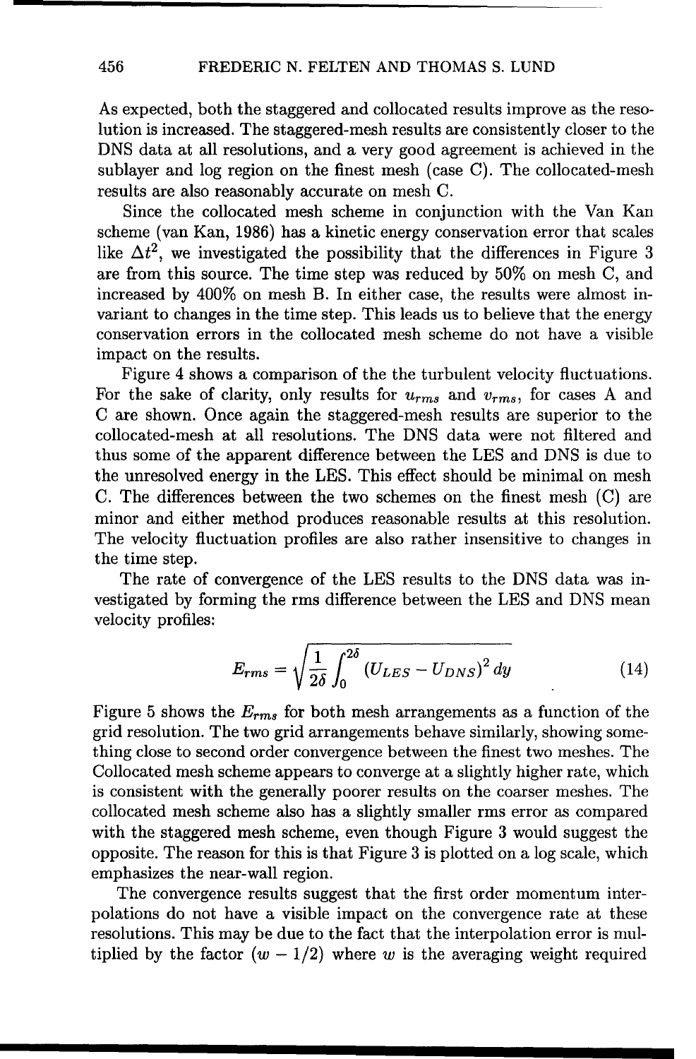As expected, both the staggered and collocated results improve as the resolution is increased. The staggered-mesh results are consistently closer to the DNS data at all resolutions, and a very good agreement is achieved in the sublayer and log region on the finest mesh (case C). The collocated-mesh results are also reasonably accurate on mesh C.

Since the collocated mesh scheme in conjunction with the Van Kan scheme (van Kan, 1986) has a kinetic energy conservation error that scales like $\Delta t^2$, we investigated the possibility that the differences in Figure 3 are from this source. The time step was reduced by 50% on mesh C, and increased by 400% on mesh B. In either case, the results were almost invariant to changes in the time step. This leads us to believe that the energy conservation errors in the collocated mesh scheme do not have a visible impact on the results.

Figure 4 shows a comparison of the the turbulent velocity fluctuations. For the sake of clarity, only results for $u_{rms}$ and $v_{rms}$, for cases A and C are shown. Once again the staggered-mesh results are superior to the collocated-mesh at all resolutions. The DNS data were not filtered and thus some of the apparent difference between the LES and DNS is due to the unresolved energy in the LES. This effect should be minimal on mesh C. The differences between the two schemes on the finest mesh (C) are minor and either method produces reasonable results at this resolution. The velocity fluctuation profiles are also rather insensitive to changes in the time step.

The rate of convergence of the LES results to the DNS data was investigated by forming the rms difference between the LES and DNS mean velocity profiles:

$$E_{rms} = \sqrt{\frac{1}{2\delta} \int_0^{2\delta} \left(U_{LES} - U_{DNS}\right)^2 dy} \tag{14}$$

Figure 5 shows the $E_{rms}$ for both mesh arrangements as a function of the grid resolution. The two grid arrangements behave similarly, showing something close to second order convergence between the finest two meshes. The Collocated mesh scheme appears to converge at a slightly higher rate, which is consistent with the generally poorer results on the coarser meshes. The collocated mesh scheme also has a slightly smaller rms error as compared with the staggered mesh scheme, even though Figure 3 would suggest the opposite. The reason for this is that Figure 3 is plotted on a log scale, which emphasizes the near-wall region.

The convergence results suggest that the first order momentum interpolations do not have a visible impact on the convergence rate at these resolutions. This may be due to the fact that the interpolation error is multiplied by the factor $(w - 1/2)$ where $w$ is the averaging weight required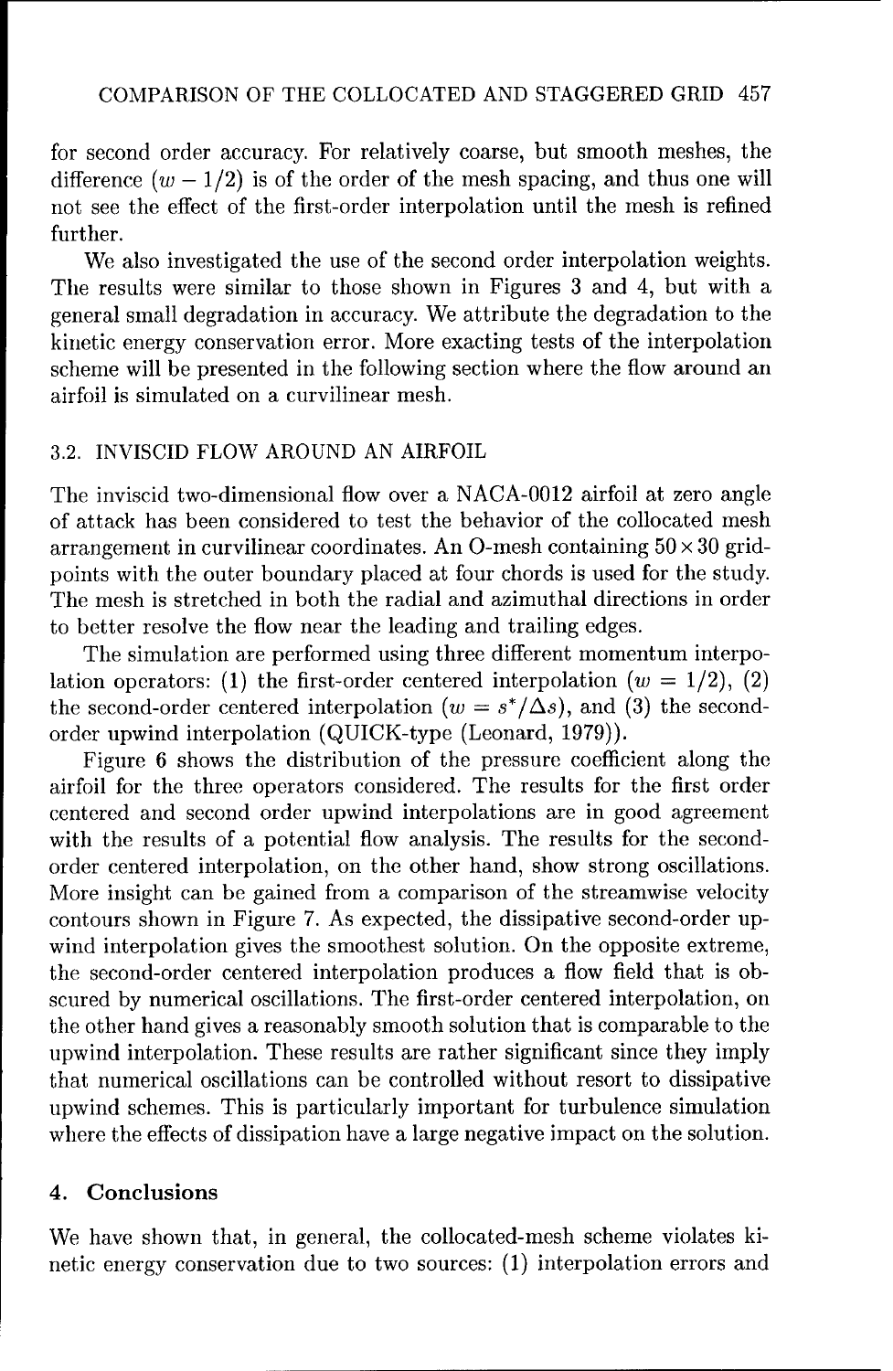for second order accuracy. For relatively coarse, but smooth meshes, the difference $(w - 1/2)$ is of the order of the mesh spacing, and thus one will not see the effect of the first-order interpolation until the mesh is refined further.

We also investigated the use of the second order interpolation weights. The results were similar to those shown in Figures 3 and 4, but with a general small degradation in accuracy. We attribute the degradation to the kinetic energy conservation error. More exacting tests of the interpolation scheme will be presented in the following section where the flow around an airfoil is simulated on a curvilinear mesh.

### 3.2. INVISCID FLOW AROUND AN AIRFOIL

The inviscid two-dimensional flow over a NACA-0012 airfoil at zero angle of attack has been considered to test the behavior of the collocated mesh arrangement in curvilinear coordinates. An O-mesh containing $50 \times 30$ grid-points with the outer boundary placed at four chords is used for the study. The mesh is stretched in both the radial and azimuthal directions in order to better resolve the flow near the leading and trailing edges.

The simulation are performed using three different momentum interpolation operators: (1) the first-order centered interpolation ($w = 1/2$), (2) the second-order centered interpolation ($w = s^*/\Delta s$), and (3) the second-order upwind interpolation (QUICK-type (Leonard, 1979)).

Figure 6 shows the distribution of the pressure coefficient along the airfoil for the three operators considered. The results for the first order centered and second order upwind interpolations are in good agreement with the results of a potential flow analysis. The results for the second-order centered interpolation, on the other hand, show strong oscillations. More insight can be gained from a comparison of the streamwise velocity contours shown in Figure 7. As expected, the dissipative second-order upwind interpolation gives the smoothest solution. On the opposite extreme, the second-order centered interpolation produces a flow field that is obscured by numerical oscillations. The first-order centered interpolation, on the other hand gives a reasonably smooth solution that is comparable to the upwind interpolation. These results are rather significant since they imply that numerical oscillations can be controlled without resort to dissipative upwind schemes. This is particularly important for turbulence simulation where the effects of dissipation have a large negative impact on the solution.

## 4. Conclusions

We have shown that, in general, the collocated-mesh scheme violates kinetic energy conservation due to two sources: (1) interpolation errors and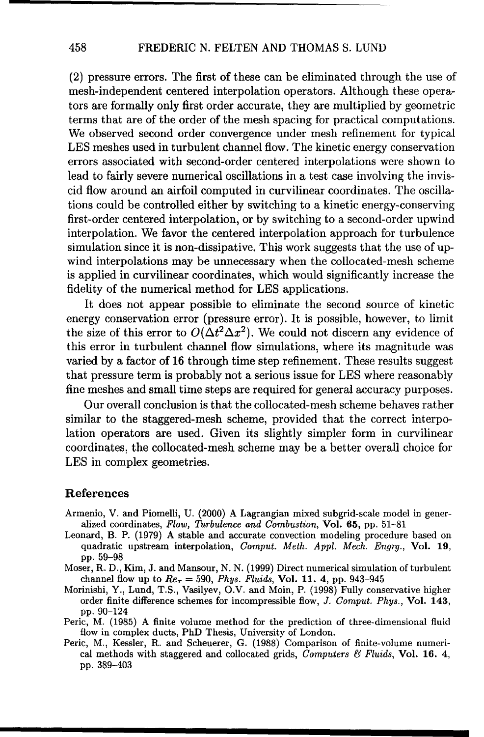(2) pressure errors. The first of these can be eliminated through the use of mesh-independent centered interpolation operators. Although these operators are formally only first order accurate, they are multiplied by geometric terms that are of the order of the mesh spacing for practical computations. We observed second order convergence under mesh refinement for typical LES meshes used in turbulent channel flow. The kinetic energy conservation errors associated with second-order centered interpolations were shown to lead to fairly severe numerical oscillations in a test case involving the inviscid flow around an airfoil computed in curvilinear coordinates. The oscillations could be controlled either by switching to a kinetic energy-conserving first-order centered interpolation, or by switching to a second-order upwind interpolation. We favor the centered interpolation approach for turbulence simulation since it is non-dissipative. This work suggests that the use of upwind interpolations may be unnecessary when the collocated-mesh scheme is applied in curvilinear coordinates, which would significantly increase the fidelity of the numerical method for LES applications.

It does not appear possible to eliminate the second source of kinetic energy conservation error (pressure error). It is possible, however, to limit the size of this error to $O(\Delta t^2 \Delta x^2)$. We could not discern any evidence of this error in turbulent channel flow simulations, where its magnitude was varied by a factor of 16 through time step refinement. These results suggest that pressure term is probably not a serious issue for LES where reasonably fine meshes and small time steps are required for general accuracy purposes.

Our overall conclusion is that the collocated-mesh scheme behaves rather similar to the staggered-mesh scheme, provided that the correct interpolation operators are used. Given its slightly simpler form in curvilinear coordinates, the collocated-mesh scheme may be a better overall choice for LES in complex geometries.

## References

Armenio, V. and Piomelli, U. (2000) A Lagrangian mixed subgrid-scale model in generalized coordinates, *Flow, Turbulence and Combustion*, **Vol. 65**, pp. 51–81

Leonard, B. P. (1979) A stable and accurate convection modeling procedure based on quadratic upstream interpolation, *Comput. Meth. Appl. Mech. Engrg.*, **Vol. 19**, pp. 59–98

Moser, R. D., Kim, J. and Mansour, N. N. (1999) Direct numerical simulation of turbulent channel flow up to $Re_\tau = 590$, *Phys. Fluids*, **Vol. 11. 4**, pp. 943–945

Morinishi, Y., Lund, T.S., Vasilyev, O.V. and Moin, P. (1998) Fully conservative higher order finite difference schemes for incompressible flow, *J. Comput. Phys.*, **Vol. 143**, pp. 90–124

Peric, M. (1985) A finite volume method for the prediction of three-dimensional fluid flow in complex ducts, PhD Thesis, University of London.

Peric, M., Kessler, R. and Scheuerer, G. (1988) Comparison of finite-volume numerical methods with staggered and collocated grids, *Computers & Fluids*, **Vol. 16. 4**, pp. 389–403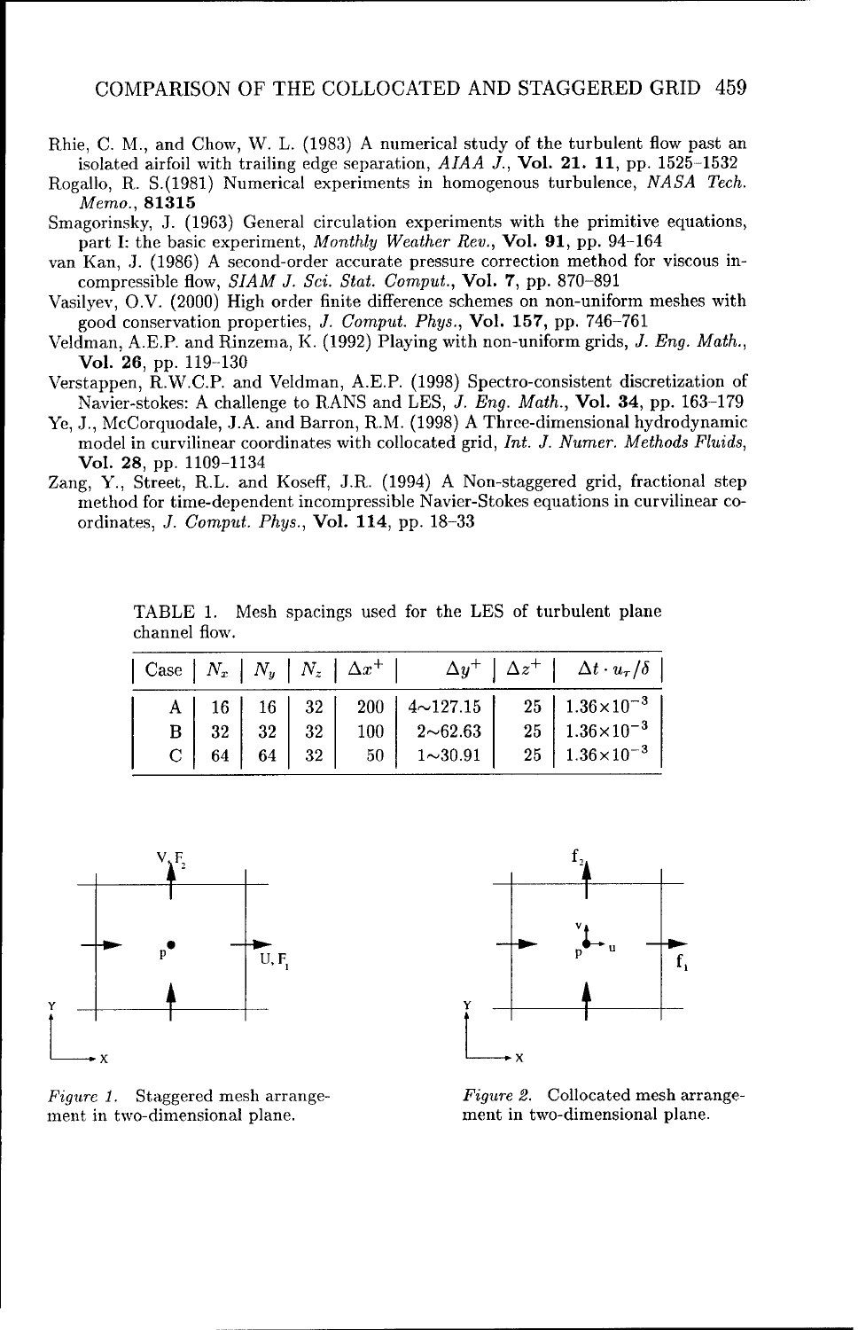Rhie, C. M., and Chow, W. L. (1983) A numerical study of the turbulent flow past an isolated airfoil with trailing edge separation, *AIAA J.*, **Vol. 21. 11**, pp. 1525–1532

Rogallo, R. S.(1981) Numerical experiments in homogenous turbulence, *NASA Tech. Memo.*, **81315**

Smagorinsky, J. (1963) General circulation experiments with the primitive equations, part I: the basic experiment, *Monthly Weather Rev.*, **Vol. 91**, pp. 94–164

van Kan, J. (1986) A second-order accurate pressure correction method for viscous incompressible flow, *SIAM J. Sci. Stat. Comput.*, **Vol. 7**, pp. 870–891

Vasilyev, O.V. (2000) High order finite difference schemes on non-uniform meshes with good conservation properties, *J. Comput. Phys.*, **Vol. 157**, pp. 746–761

Veldman, A.E.P. and Rinzema, K. (1992) Playing with non-uniform grids, *J. Eng. Math.*, **Vol. 26**, pp. 119–130

Verstappen, R.W.C.P. and Veldman, A.E.P. (1998) Spectro-consistent discretization of Navier-stokes: A challenge to RANS and LES, *J. Eng. Math.*, **Vol. 34**, pp. 163–179

Ye, J., McCorquodale, J.A. and Barron, R.M. (1998) A Three-dimensional hydrodynamic model in curvilinear coordinates with collocated grid, *Int. J. Numer. Methods Fluids*, **Vol. 28**, pp. 1109–1134

Zang, Y., Street, R.L. and Koseff, J.R. (1994) A Non-staggered grid, fractional step method for time-dependent incompressible Navier-Stokes equations in curvilinear coordinates, *J. Comput. Phys.*, **Vol. 114**, pp. 18–33

TABLE 1. Mesh spacings used for the LES of turbulent plane channel flow.

| Case | $N_x$ | $N_y$ | $N_z$ | $\Delta x^+$ | $\Delta y^+$ | $\Delta z^+$ | $\Delta t \cdot u_\tau/\delta$ |
|---|---|---|---|---|---|---|---|
| A | 16 | 16 | 32 | 200 | $4\sim127.15$ | 25 | $1.36\times10^{-3}$ |
| B | 32 | 32 | 32 | 100 | $2\sim62.63$ | 25 | $1.36\times10^{-3}$ |
| C | 64 | 64 | 32 | 50 | $1\sim30.91$ | 25 | $1.36\times10^{-3}$ |

*Figure 1.* Staggered mesh arrangement in two-dimensional plane.

*Figure 2.* Collocated mesh arrangement in two-dimensional plane.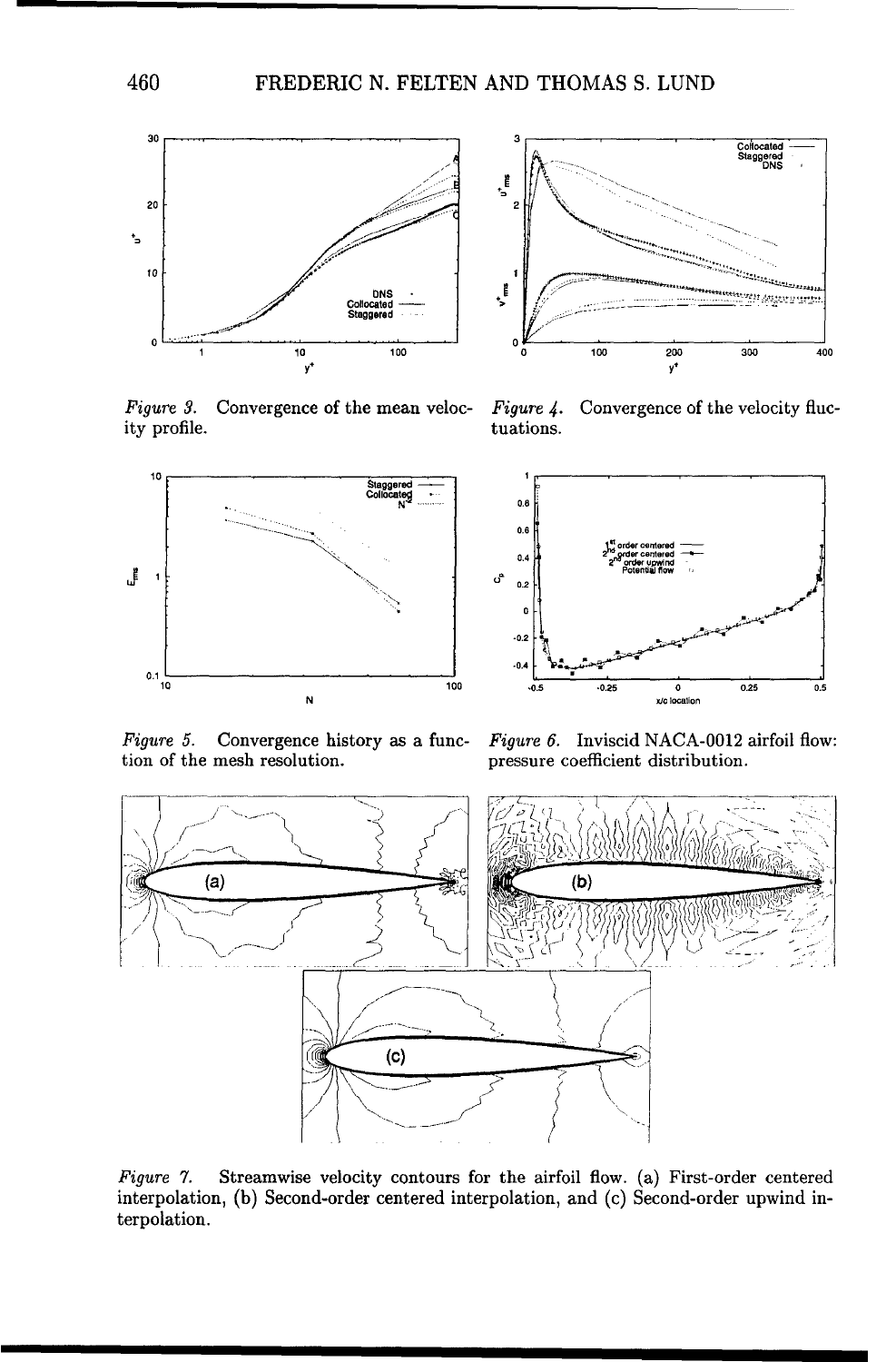30

20

$u^+$

10

0

1 10 100

$y^+$

A

B

C

DNS
Collocated
Staggered

*Figure 3.* Convergence of the mean velocity profile.

3

2

1

0

0 100 200 300 400

$y^+$

$u^+_{rms}$

$v^+_{rms}$

Collocated
Staggered
DNS

*Figure 4.* Convergence of the velocity fluctuations.

10

1

0.1

10 100

N

$E_{rms}$

Staggered
Collocated
$N^{-2}$

*Figure 5.* Convergence history as a function of the mesh resolution.

1

0.8

0.6

0.4

0.2

0

-0.2

-0.4

-0.5 -0.25 0 0.25 0.5

x/c location

$C_p$

$1^{st}$ order centered
$2^{nd}$ order centered
$2^{nd}$ order upwind
Potential flow

*Figure 6.* Inviscid NACA-0012 airfoil flow: pressure coefficient distribution.

(a)

(b)

(c)

*Figure 7.* Streamwise velocity contours for the airfoil flow. (a) First-order centered interpolation, (b) Second-order centered interpolation, and (c) Second-order upwind interpolation.